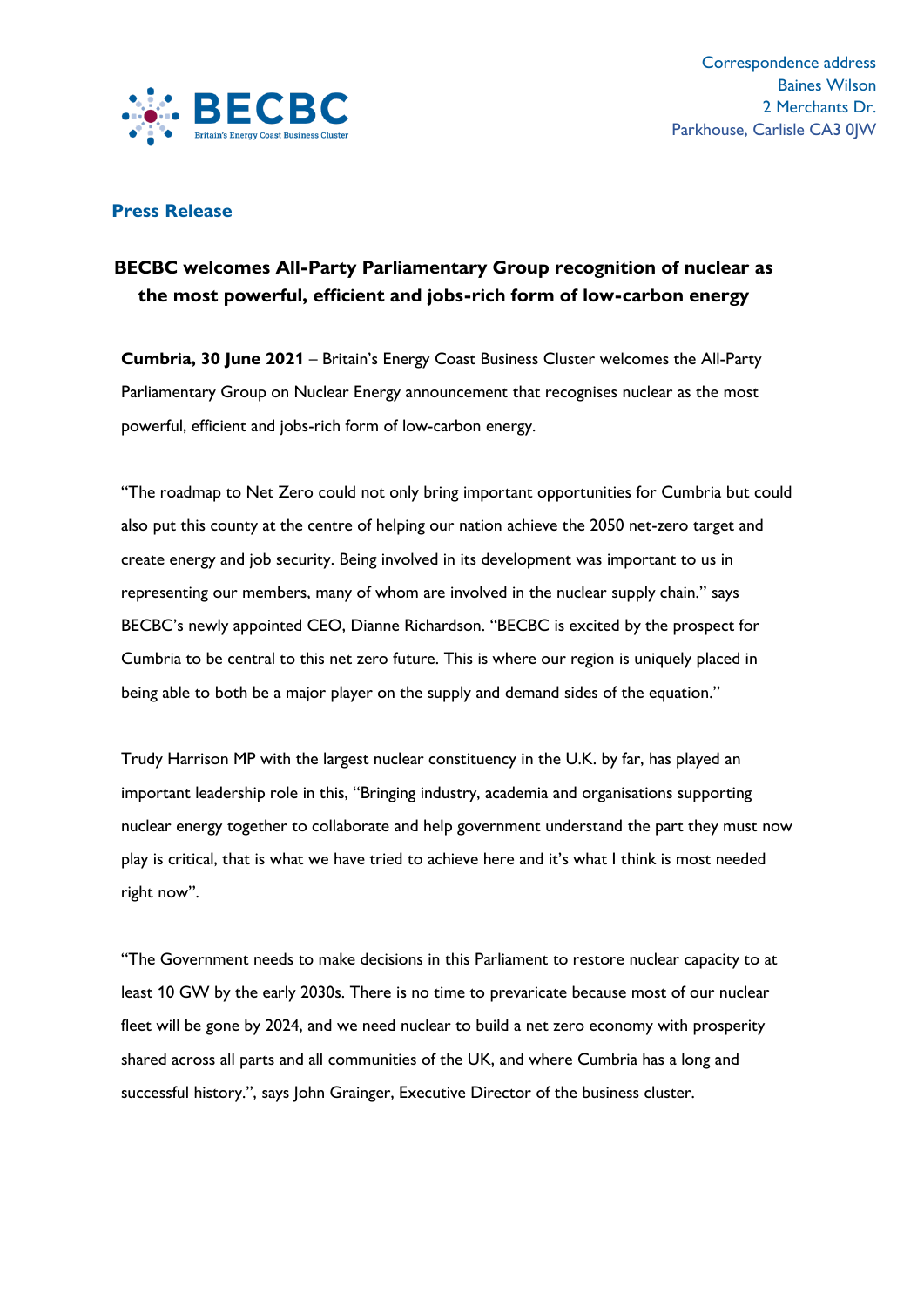BECBC
Britain's Energy Coast Business Cluster

Correspondence address
Baines Wilson
2 Merchants Dr.
Parkhouse, Carlisle CA3 0JW

**Press Release**

## BECBC welcomes All-Party Parliamentary Group recognition of nuclear as the most powerful, efficient and jobs-rich form of low-carbon energy

**Cumbria, 30 June 2021** – Britain's Energy Coast Business Cluster welcomes the All-Party Parliamentary Group on Nuclear Energy announcement that recognises nuclear as the most powerful, efficient and jobs-rich form of low-carbon energy.

"The roadmap to Net Zero could not only bring important opportunities for Cumbria but could also put this county at the centre of helping our nation achieve the 2050 net-zero target and create energy and job security. Being involved in its development was important to us in representing our members, many of whom are involved in the nuclear supply chain." says BECBC's newly appointed CEO, Dianne Richardson. "BECBC is excited by the prospect for Cumbria to be central to this net zero future. This is where our region is uniquely placed in being able to both be a major player on the supply and demand sides of the equation."

Trudy Harrison MP with the largest nuclear constituency in the U.K. by far, has played an important leadership role in this, "Bringing industry, academia and organisations supporting nuclear energy together to collaborate and help government understand the part they must now play is critical, that is what we have tried to achieve here and it's what I think is most needed right now".

"The Government needs to make decisions in this Parliament to restore nuclear capacity to at least 10 GW by the early 2030s. There is no time to prevaricate because most of our nuclear fleet will be gone by 2024, and we need nuclear to build a net zero economy with prosperity shared across all parts and all communities of the UK, and where Cumbria has a long and successful history.", says John Grainger, Executive Director of the business cluster.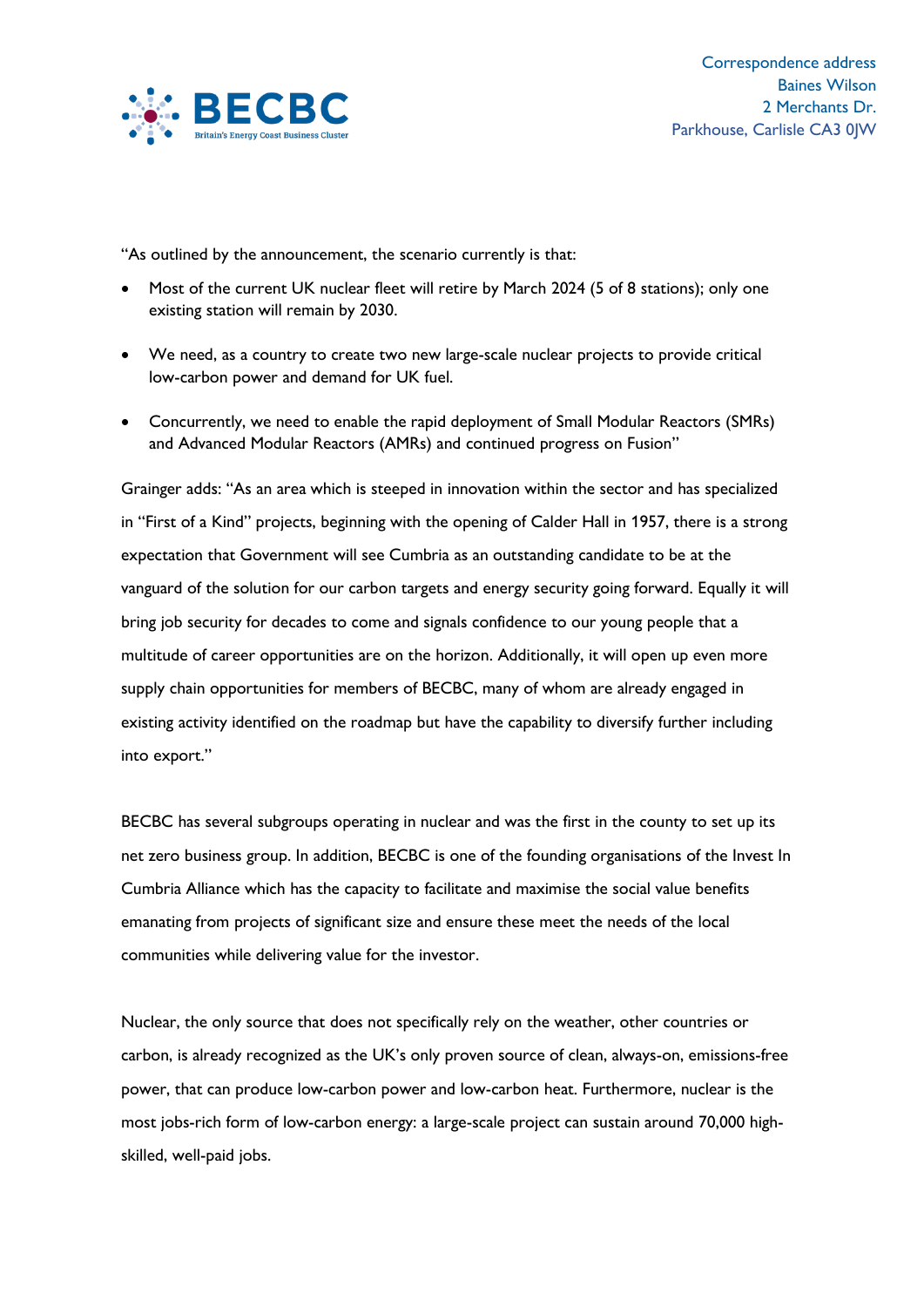"As outlined by the announcement, the scenario currently is that:

- Most of the current UK nuclear fleet will retire by March 2024 (5 of 8 stations); only one existing station will remain by 2030.
- We need, as a country to create two new large-scale nuclear projects to provide critical low-carbon power and demand for UK fuel.
- Concurrently, we need to enable the rapid deployment of Small Modular Reactors (SMRs) and Advanced Modular Reactors (AMRs) and continued progress on Fusion"

Grainger adds: "As an area which is steeped in innovation within the sector and has specialized in "First of a Kind" projects, beginning with the opening of Calder Hall in 1957, there is a strong expectation that Government will see Cumbria as an outstanding candidate to be at the vanguard of the solution for our carbon targets and energy security going forward. Equally it will bring job security for decades to come and signals confidence to our young people that a multitude of career opportunities are on the horizon. Additionally, it will open up even more supply chain opportunities for members of BECBC, many of whom are already engaged in existing activity identified on the roadmap but have the capability to diversify further including into export."

BECBC has several subgroups operating in nuclear and was the first in the county to set up its net zero business group. In addition, BECBC is one of the founding organisations of the Invest In Cumbria Alliance which has the capacity to facilitate and maximise the social value benefits emanating from projects of significant size and ensure these meet the needs of the local communities while delivering value for the investor.

Nuclear, the only source that does not specifically rely on the weather, other countries or carbon, is already recognized as the UK's only proven source of clean, always-on, emissions-free power, that can produce low-carbon power and low-carbon heat. Furthermore, nuclear is the most jobs-rich form of low-carbon energy: a large-scale project can sustain around 70,000 high-skilled, well-paid jobs.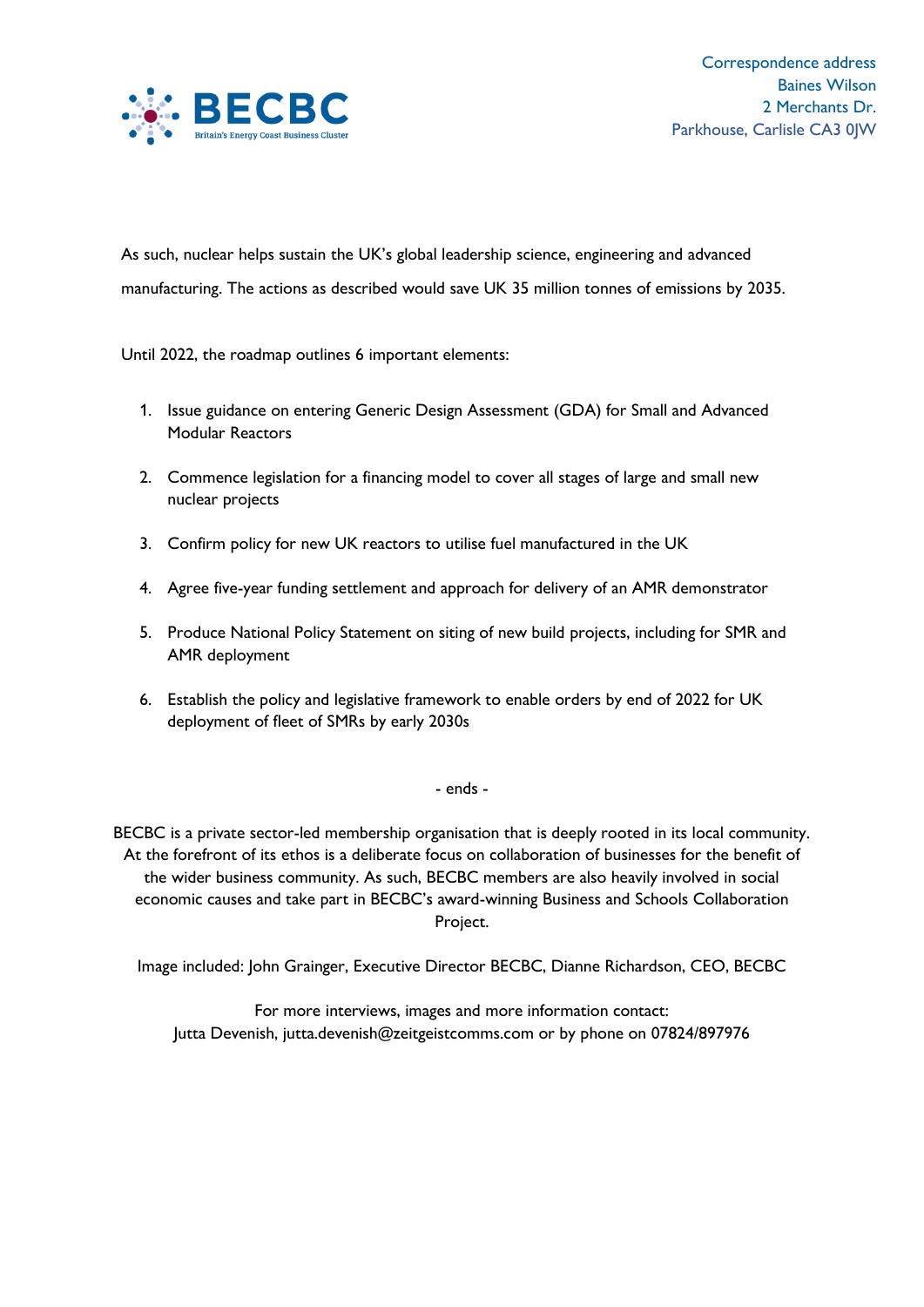Correspondence address
Baines Wilson
2 Merchants Dr.
Parkhouse, Carlisle CA3 0JW

As such, nuclear helps sustain the UK's global leadership science, engineering and advanced manufacturing. The actions as described would save UK 35 million tonnes of emissions by 2035.

Until 2022, the roadmap outlines 6 important elements:

1. Issue guidance on entering Generic Design Assessment (GDA) for Small and Advanced Modular Reactors
2. Commence legislation for a financing model to cover all stages of large and small new nuclear projects
3. Confirm policy for new UK reactors to utilise fuel manufactured in the UK
4. Agree five-year funding settlement and approach for delivery of an AMR demonstrator
5. Produce National Policy Statement on siting of new build projects, including for SMR and AMR deployment
6. Establish the policy and legislative framework to enable orders by end of 2022 for UK deployment of fleet of SMRs by early 2030s

- ends -

BECBC is a private sector-led membership organisation that is deeply rooted in its local community. At the forefront of its ethos is a deliberate focus on collaboration of businesses for the benefit of the wider business community. As such, BECBC members are also heavily involved in social economic causes and take part in BECBC's award-winning Business and Schools Collaboration Project.

Image included: John Grainger, Executive Director BECBC, Dianne Richardson, CEO, BECBC

For more interviews, images and more information contact:
Jutta Devenish, jutta.devenish@zeitgeistcomms.com or by phone on 07824/897976